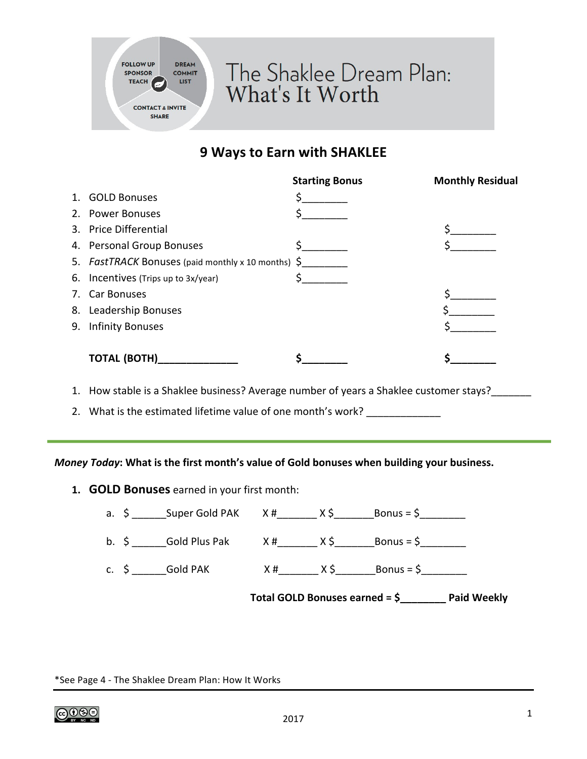# The Shaklee Dream Plan: What's It Worth

FOLLOW UP SPONSOR TEACH | DREAM COMMIT LIST | CONTACT & INVITE SHARE

## 9 Ways to Earn with SHAKLEE

| | Starting Bonus | Monthly Residual |
|---|---|---|
| 1. GOLD Bonuses | $________ | |
| 2. Power Bonuses | $________ | |
| 3. Price Differential | | $________ |
| 4. Personal Group Bonuses | $________ | $________ |
| 5. *FastTRACK* Bonuses (paid monthly x 10 months) | $________ | |
| 6. Incentives (Trips up to 3x/year) | $________ | |
| 7. Car Bonuses | | $________ |
| 8. Leadership Bonuses | | $________ |
| 9. Infinity Bonuses | | $________ |
| **TOTAL (BOTH)______________** | **$________** | **$________** |

1. How stable is a Shaklee business? Average number of years a Shaklee customer stays?_______
2. What is the estimated lifetime value of one month's work? _____________

---

***Money Today*: What is the first month's value of Gold bonuses when building your business.**

1. **GOLD Bonuses** earned in your first month:
   a. $ ______Super Gold PAK X #_______ X $_______Bonus = $________
   b. $ ______Gold Plus Pak X #_______ X $_______Bonus = $________
   c. $ ______Gold PAK X #_______ X $_______Bonus = $________

**Total GOLD Bonuses earned = $________ Paid Weekly**

*See Page 4 - The Shaklee Dream Plan: How It Works

2017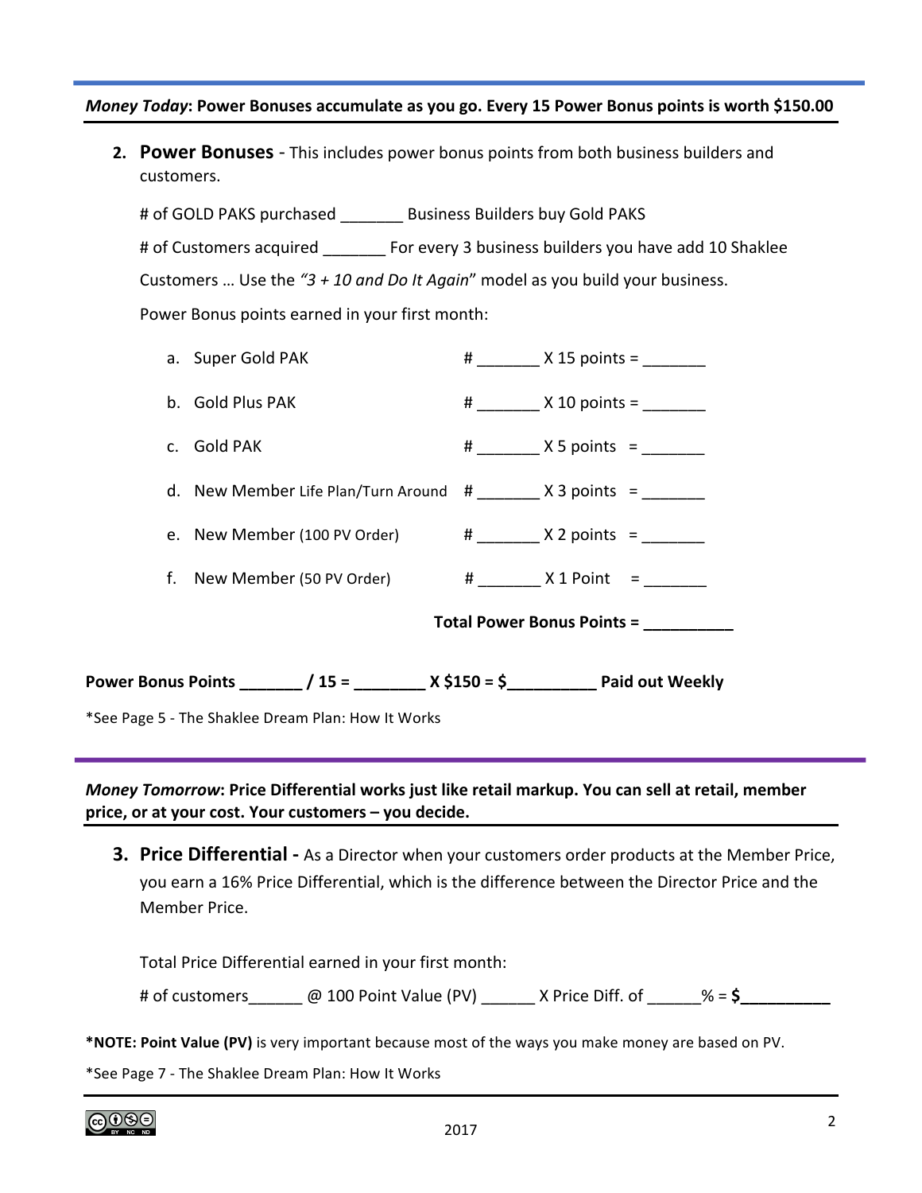***Money Today*: Power Bonuses accumulate as you go. Every 15 Power Bonus points is worth $150.00**

2. **Power Bonuses** - This includes power bonus points from both business builders and customers.

   # of GOLD PAKS purchased _______ Business Builders buy Gold PAKS

   # of Customers acquired _______ For every 3 business builders you have add 10 Shaklee Customers … Use the *"3 + 10 and Do It Again*" model as you build your business.

   Power Bonus points earned in your first month:

   a. Super Gold PAK # _______ X 15 points = _______

   b. Gold Plus PAK # _______ X 10 points = _______

   c. Gold PAK # _______ X 5 points = _______

   d. New Member Life Plan/Turn Around # _______ X 3 points = _______

   e. New Member (100 PV Order) # _______ X 2 points = _______

   f. New Member (50 PV Order) # _______ X 1 Point = _______

   **Total Power Bonus Points = __________**

**Power Bonus Points _______ / 15 = ________ X $150 = $__________ Paid out Weekly**

*See Page 5 - The Shaklee Dream Plan: How It Works

***Money Tomorrow*: Price Differential works just like retail markup. You can sell at retail, member price, or at your cost. Your customers – you decide.**

3. **Price Differential -** As a Director when your customers order products at the Member Price, you earn a 16% Price Differential, which is the difference between the Director Price and the Member Price.

   Total Price Differential earned in your first month:

   # of customers______ @ 100 Point Value (PV) ______ X Price Diff. of ______% = **$__________**

***NOTE: Point Value (PV)** is very important because most of the ways you make money are based on PV.

*See Page 7 - The Shaklee Dream Plan: How It Works

2017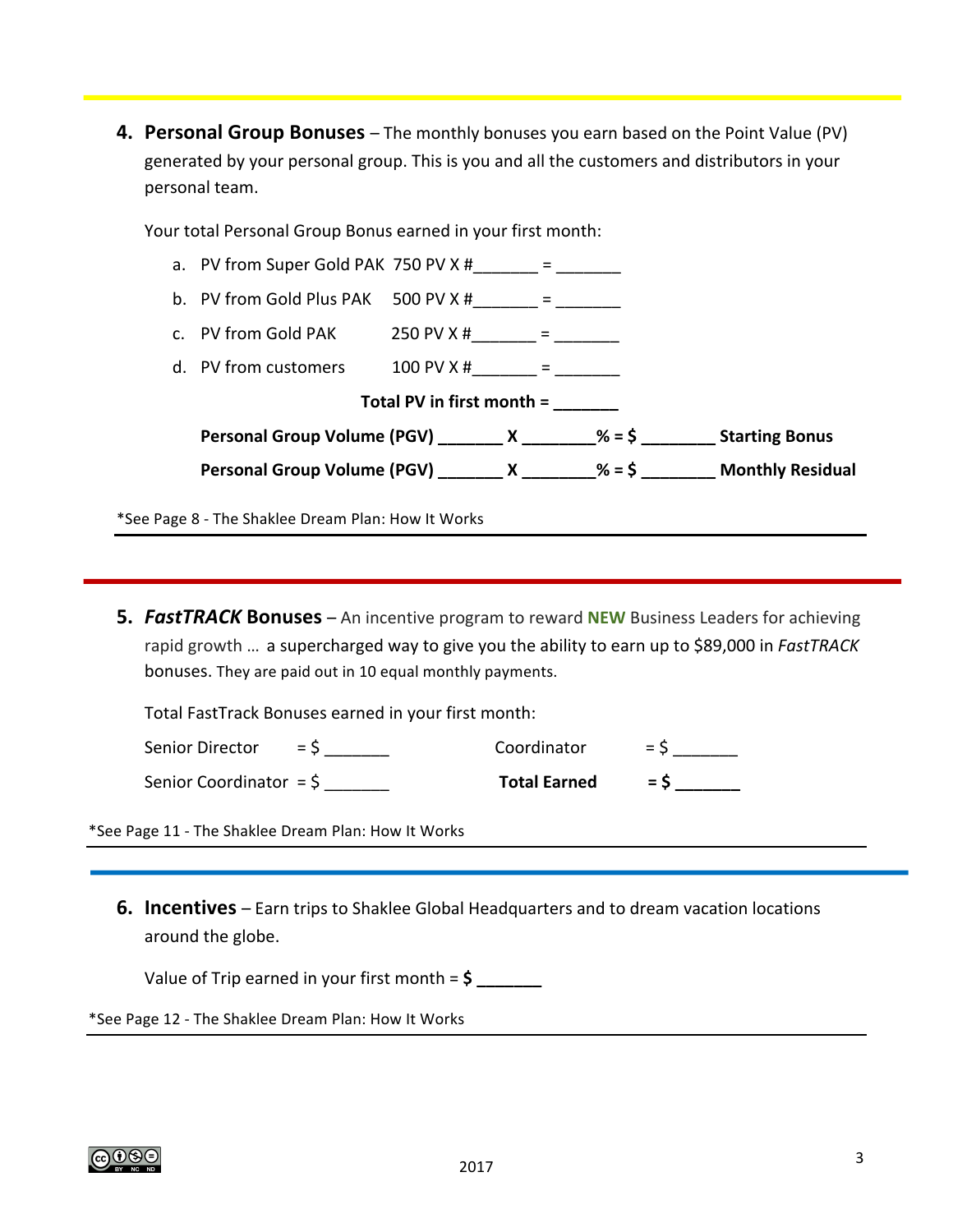4. **Personal Group Bonuses** – The monthly bonuses you earn based on the Point Value (PV) generated by your personal group. This is you and all the customers and distributors in your personal team.

   Your total Personal Group Bonus earned in your first month:

   a. PV from Super Gold PAK 750 PV X #_______ = _______
   b. PV from Gold Plus PAK 500 PV X #_______ = _______
   c. PV from Gold PAK 250 PV X #_______ = _______
   d. PV from customers 100 PV X #_______ = _______

   **Total PV in first month = _______**

   **Personal Group Volume (PGV) _______ X ________% = $ ________ Starting Bonus**

   **Personal Group Volume (PGV) _______ X ________% = $ ________ Monthly Residual**

*See Page 8 - The Shaklee Dream Plan: How It Works

5. ***FastTRACK* Bonuses** – An incentive program to reward **NEW** Business Leaders for achieving rapid growth … a supercharged way to give you the ability to earn up to $89,000 in *FastTRACK* bonuses. They are paid out in 10 equal monthly payments.

   Total FastTrack Bonuses earned in your first month:

   Senior Director = $ _______
   Senior Coordinator = $ _______
   Coordinator = $ _______
   **Total Earned = $ _______**

*See Page 11 - The Shaklee Dream Plan: How It Works

6. **Incentives** – Earn trips to Shaklee Global Headquarters and to dream vacation locations around the globe.

   Value of Trip earned in your first month = **$ _______**

*See Page 12 - The Shaklee Dream Plan: How It Works

2017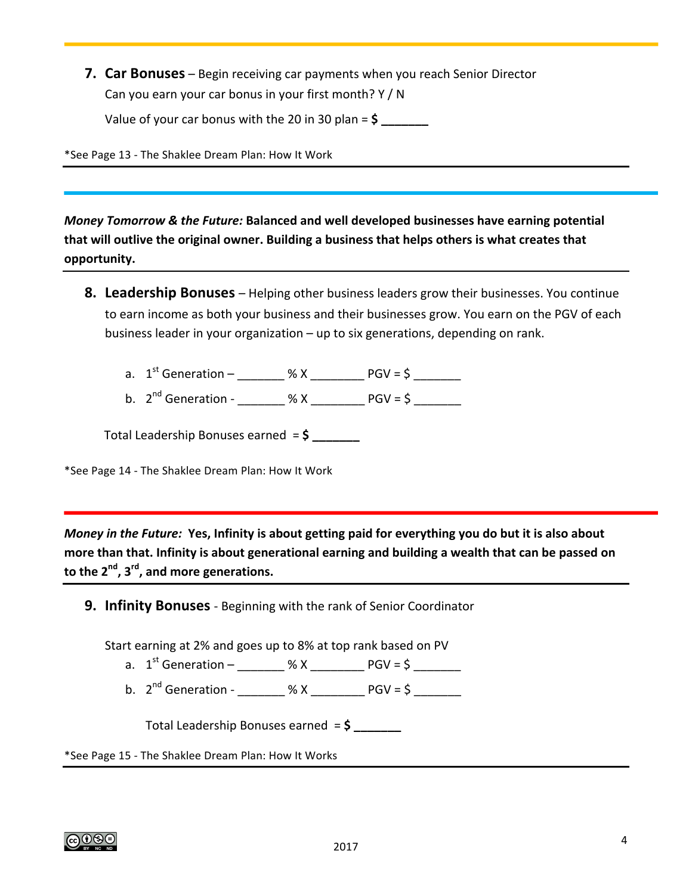## 7. Car Bonuses – Begin receiving car payments when you reach Senior Director

Can you earn your car bonus in your first month? Y / N

Value of your car bonus with the 20 in 30 plan = **$ _______**

*See Page 13 - The Shaklee Dream Plan: How It Work

---

***Money Tomorrow & the Future:*** **Balanced and well developed businesses have earning potential that will outlive the original owner. Building a business that helps others is what creates that opportunity.**

## 8. Leadership Bonuses – Helping other business leaders grow their businesses. You continue to earn income as both your business and their businesses grow. You earn on the PGV of each business leader in your organization – up to six generations, depending on rank.

a. 1st Generation – _______ % X ________ PGV = $ _______

b. 2nd Generation - _______ % X ________ PGV = $ _______

Total Leadership Bonuses earned = **$ _______**

*See Page 14 - The Shaklee Dream Plan: How It Work

---

***Money in the Future:*** **Yes, Infinity is about getting paid for everything you do but it is also about more than that. Infinity is about generational earning and building a wealth that can be passed on to the 2nd, 3rd, and more generations.**

## 9. Infinity Bonuses - Beginning with the rank of Senior Coordinator

Start earning at 2% and goes up to 8% at top rank based on PV

a. 1st Generation – _______ % X ________ PGV = $ _______

b. 2nd Generation - _______ % X ________ PGV = $ _______

Total Leadership Bonuses earned = **$ _______**

*See Page 15 - The Shaklee Dream Plan: How It Works

2017